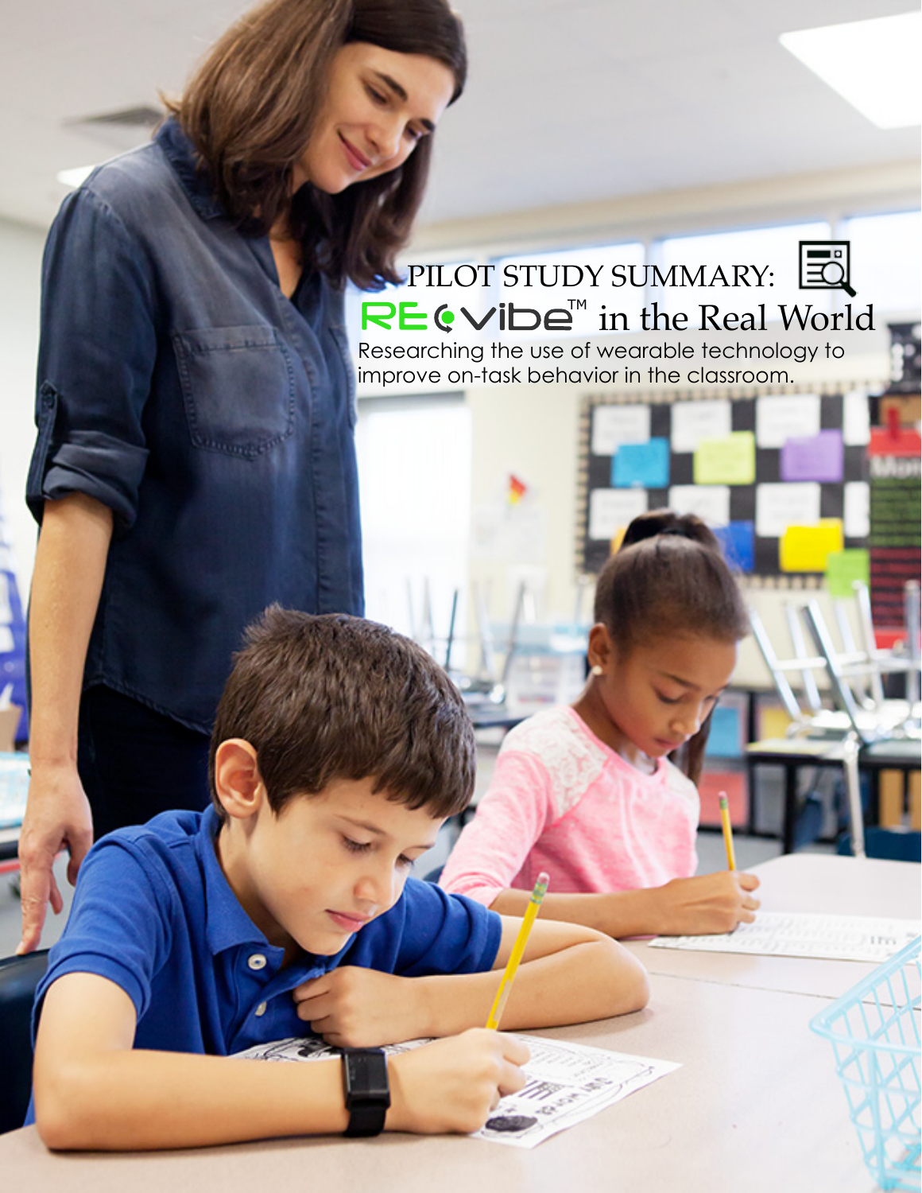# PILOT STUDY SUMMARY:

# REVibe™ in the Real World

Researching the use of wearable technology to improve on-task behavior in the classroom.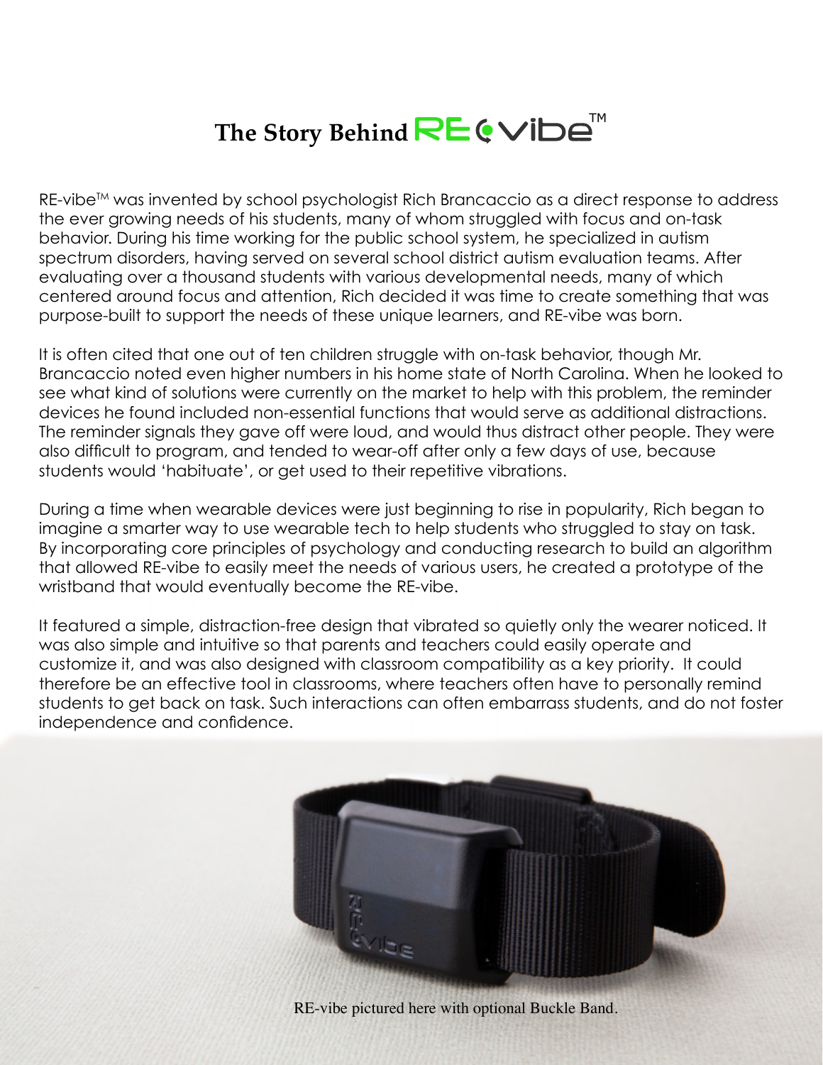# The Story Behind RE-vibe™

RE-vibe™ was invented by school psychologist Rich Brancaccio as a direct response to address the ever growing needs of his students, many of whom struggled with focus and on-task behavior. During his time working for the public school system, he specialized in autism spectrum disorders, having served on several school district autism evaluation teams. After evaluating over a thousand students with various developmental needs, many of which centered around focus and attention, Rich decided it was time to create something that was purpose-built to support the needs of these unique learners, and RE-vibe was born.

It is often cited that one out of ten children struggle with on-task behavior, though Mr. Brancaccio noted even higher numbers in his home state of North Carolina. When he looked to see what kind of solutions were currently on the market to help with this problem, the reminder devices he found included non-essential functions that would serve as additional distractions. The reminder signals they gave off were loud, and would thus distract other people. They were also difficult to program, and tended to wear-off after only a few days of use, because students would 'habituate', or get used to their repetitive vibrations.

During a time when wearable devices were just beginning to rise in popularity, Rich began to imagine a smarter way to use wearable tech to help students who struggled to stay on task. By incorporating core principles of psychology and conducting research to build an algorithm that allowed RE-vibe to easily meet the needs of various users, he created a prototype of the wristband that would eventually become the RE-vibe.

It featured a simple, distraction-free design that vibrated so quietly only the wearer noticed. It was also simple and intuitive so that parents and teachers could easily operate and customize it, and was also designed with classroom compatibility as a key priority. It could therefore be an effective tool in classrooms, where teachers often have to personally remind students to get back on task. Such interactions can often embarrass students, and do not foster independence and confidence.

RE-vibe pictured here with optional Buckle Band.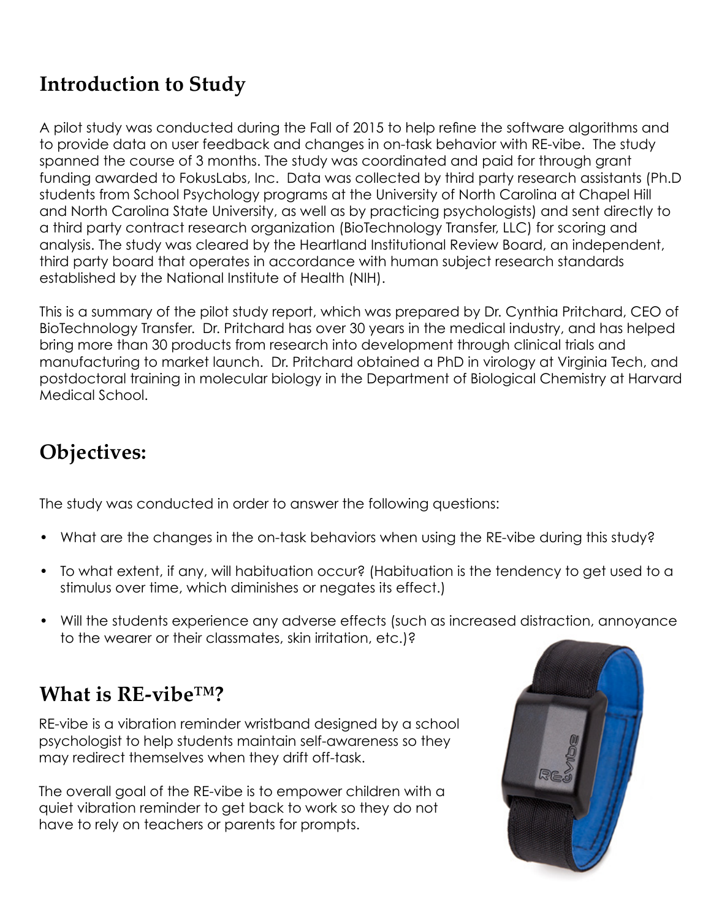## Introduction to Study

A pilot study was conducted during the Fall of 2015 to help refine the software algorithms and to provide data on user feedback and changes in on-task behavior with RE-vibe. The study spanned the course of 3 months. The study was coordinated and paid for through grant funding awarded to FokusLabs, Inc. Data was collected by third party research assistants (Ph.D students from School Psychology programs at the University of North Carolina at Chapel Hill and North Carolina State University, as well as by practicing psychologists) and sent directly to a third party contract research organization (BioTechnology Transfer, LLC) for scoring and analysis. The study was cleared by the Heartland Institutional Review Board, an independent, third party board that operates in accordance with human subject research standards established by the National Institute of Health (NIH).

This is a summary of the pilot study report, which was prepared by Dr. Cynthia Pritchard, CEO of BioTechnology Transfer. Dr. Pritchard has over 30 years in the medical industry, and has helped bring more than 30 products from research into development through clinical trials and manufacturing to market launch. Dr. Pritchard obtained a PhD in virology at Virginia Tech, and postdoctoral training in molecular biology in the Department of Biological Chemistry at Harvard Medical School.

## Objectives:

The study was conducted in order to answer the following questions:

- What are the changes in the on-task behaviors when using the RE-vibe during this study?
- To what extent, if any, will habituation occur? (Habituation is the tendency to get used to a stimulus over time, which diminishes or negates its effect.)
- Will the students experience any adverse effects (such as increased distraction, annoyance to the wearer or their classmates, skin irritation, etc.)?

## What is RE-vibe™?

RE-vibe is a vibration reminder wristband designed by a school psychologist to help students maintain self-awareness so they may redirect themselves when they drift off-task.

The overall goal of the RE-vibe is to empower children with a quiet vibration reminder to get back to work so they do not have to rely on teachers or parents for prompts.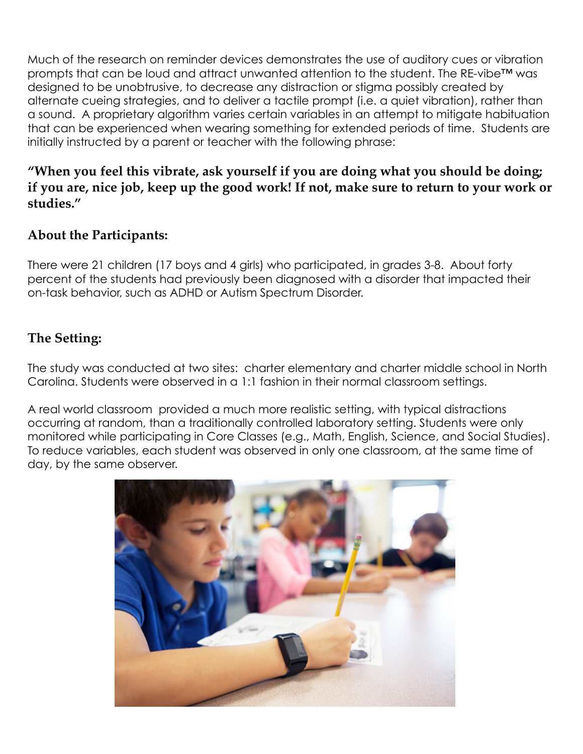Much of the research on reminder devices demonstrates the use of auditory cues or vibration prompts that can be loud and attract unwanted attention to the student. The RE-vibe™ was designed to be unobtrusive, to decrease any distraction or stigma possibly created by alternate cueing strategies, and to deliver a tactile prompt (i.e. a quiet vibration), rather than a sound. A proprietary algorithm varies certain variables in an attempt to mitigate habituation that can be experienced when wearing something for extended periods of time. Students are initially instructed by a parent or teacher with the following phrase:

**"When you feel this vibrate, ask yourself if you are doing what you should be doing; if you are, nice job, keep up the good work! If not, make sure to return to your work or studies."**

## About the Participants:

There were 21 children (17 boys and 4 girls) who participated, in grades 3-8. About forty percent of the students had previously been diagnosed with a disorder that impacted their on-task behavior, such as ADHD or Autism Spectrum Disorder.

## The Setting:

The study was conducted at two sites: charter elementary and charter middle school in North Carolina. Students were observed in a 1:1 fashion in their normal classroom settings.

A real world classroom provided a much more realistic setting, with typical distractions occurring at random, than a traditionally controlled laboratory setting. Students were only monitored while participating in Core Classes (e.g., Math, English, Science, and Social Studies). To reduce variables, each student was observed in only one classroom, at the same time of day, by the same observer.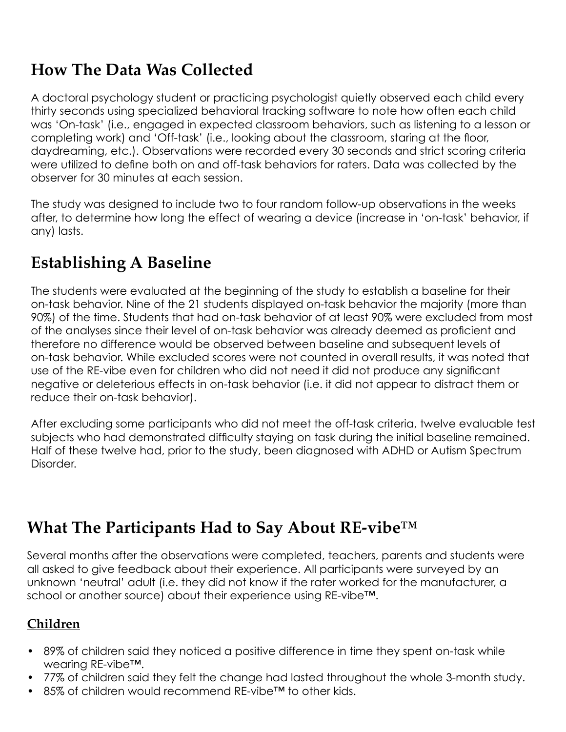## How The Data Was Collected

A doctoral psychology student or practicing psychologist quietly observed each child every thirty seconds using specialized behavioral tracking software to note how often each child was 'On-task' (i.e., engaged in expected classroom behaviors, such as listening to a lesson or completing work) and 'Off-task' (i.e., looking about the classroom, staring at the floor, daydreaming, etc.). Observations were recorded every 30 seconds and strict scoring criteria were utilized to define both on and off-task behaviors for raters. Data was collected by the observer for 30 minutes at each session.

The study was designed to include two to four random follow-up observations in the weeks after, to determine how long the effect of wearing a device (increase in 'on-task' behavior, if any) lasts.

## Establishing A Baseline

The students were evaluated at the beginning of the study to establish a baseline for their on-task behavior. Nine of the 21 students displayed on-task behavior the majority (more than 90%) of the time. Students that had on-task behavior of at least 90% were excluded from most of the analyses since their level of on-task behavior was already deemed as proficient and therefore no difference would be observed between baseline and subsequent levels of on-task behavior. While excluded scores were not counted in overall results, it was noted that use of the RE-vibe even for children who did not need it did not produce any significant negative or deleterious effects in on-task behavior (i.e. it did not appear to distract them or reduce their on-task behavior).

After excluding some participants who did not meet the off-task criteria, twelve evaluable test subjects who had demonstrated difficulty staying on task during the initial baseline remained. Half of these twelve had, prior to the study, been diagnosed with ADHD or Autism Spectrum Disorder.

## What The Participants Had to Say About RE-vibe™

Several months after the observations were completed, teachers, parents and students were all asked to give feedback about their experience. All participants were surveyed by an unknown 'neutral' adult (i.e. they did not know if the rater worked for the manufacturer, a school or another source) about their experience using RE-vibe™.

### Children

- 89% of children said they noticed a positive difference in time they spent on-task while wearing RE-vibe™.
- 77% of children said they felt the change had lasted throughout the whole 3-month study.
- 85% of children would recommend RE-vibe™ to other kids.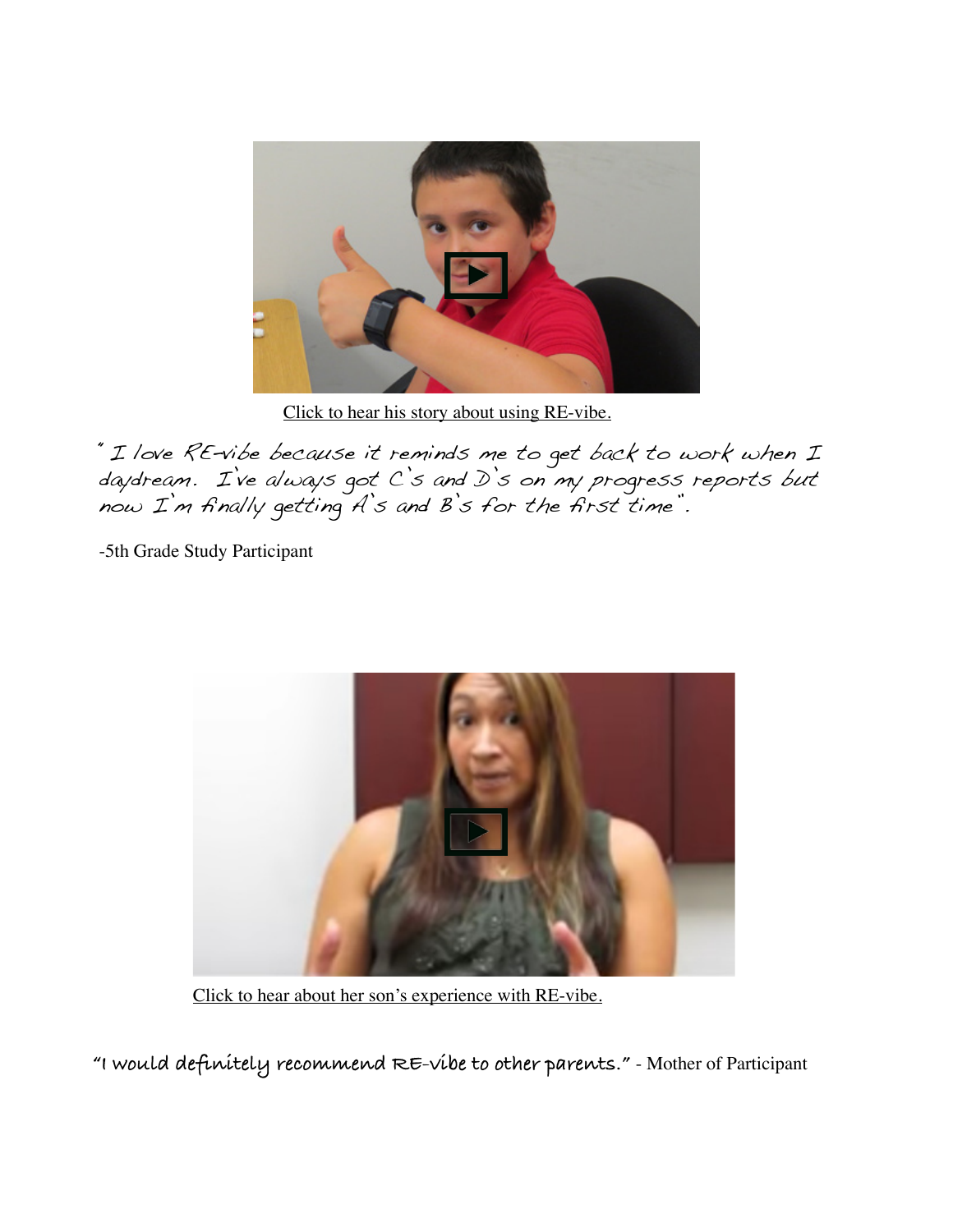Click to hear his story about using RE-vibe.

*"I love RE-vibe because it reminds me to get back to work when I daydream. I've always got C's and D's on my progress reports but now I'm finally getting A's and B's for the first time".*

-5th Grade Study Participant

Click to hear about her son's experience with RE-vibe.

*"I would definitely recommend RE-vibe to other parents."* - Mother of Participant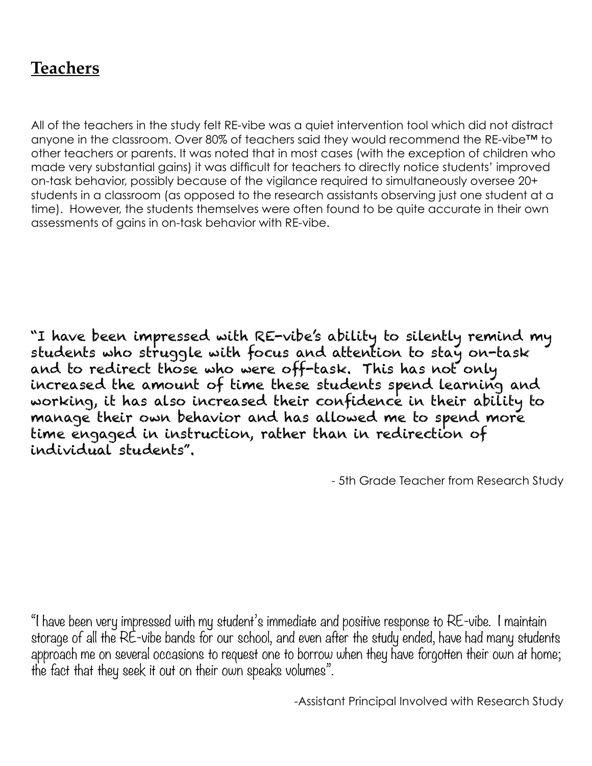## Teachers

All of the teachers in the study felt RE-vibe was a quiet intervention tool which did not distract anyone in the classroom. Over 80% of teachers said they would recommend the RE-vibe™ to other teachers or parents. It was noted that in most cases (with the exception of children who made very substantial gains) it was difficult for teachers to directly notice students' improved on-task behavior, possibly because of the vigilance required to simultaneously oversee 20+ students in a classroom (as opposed to the research assistants observing just one student at a time). However, the students themselves were often found to be quite accurate in their own assessments of gains in on-task behavior with RE-vibe.

"I have been impressed with RE-vibe's ability to silently remind my students who struggle with focus and attention to stay on-task and to redirect those who were off-task. This has not only increased the amount of time these students spend learning and working, it has also increased their confidence in their ability to manage their own behavior and has allowed me to spend more time engaged in instruction, rather than in redirection of individual students".

- 5th Grade Teacher from Research Study

"I have been very impressed with my student's immediate and positive response to RE-vibe. I maintain storage of all the RE-vibe bands for our school, and even after the study ended, have had many students approach me on several occasions to request one to borrow when they have forgotten their own at home; the fact that they seek it out on their own speaks volumes".

-Assistant Principal Involved with Research Study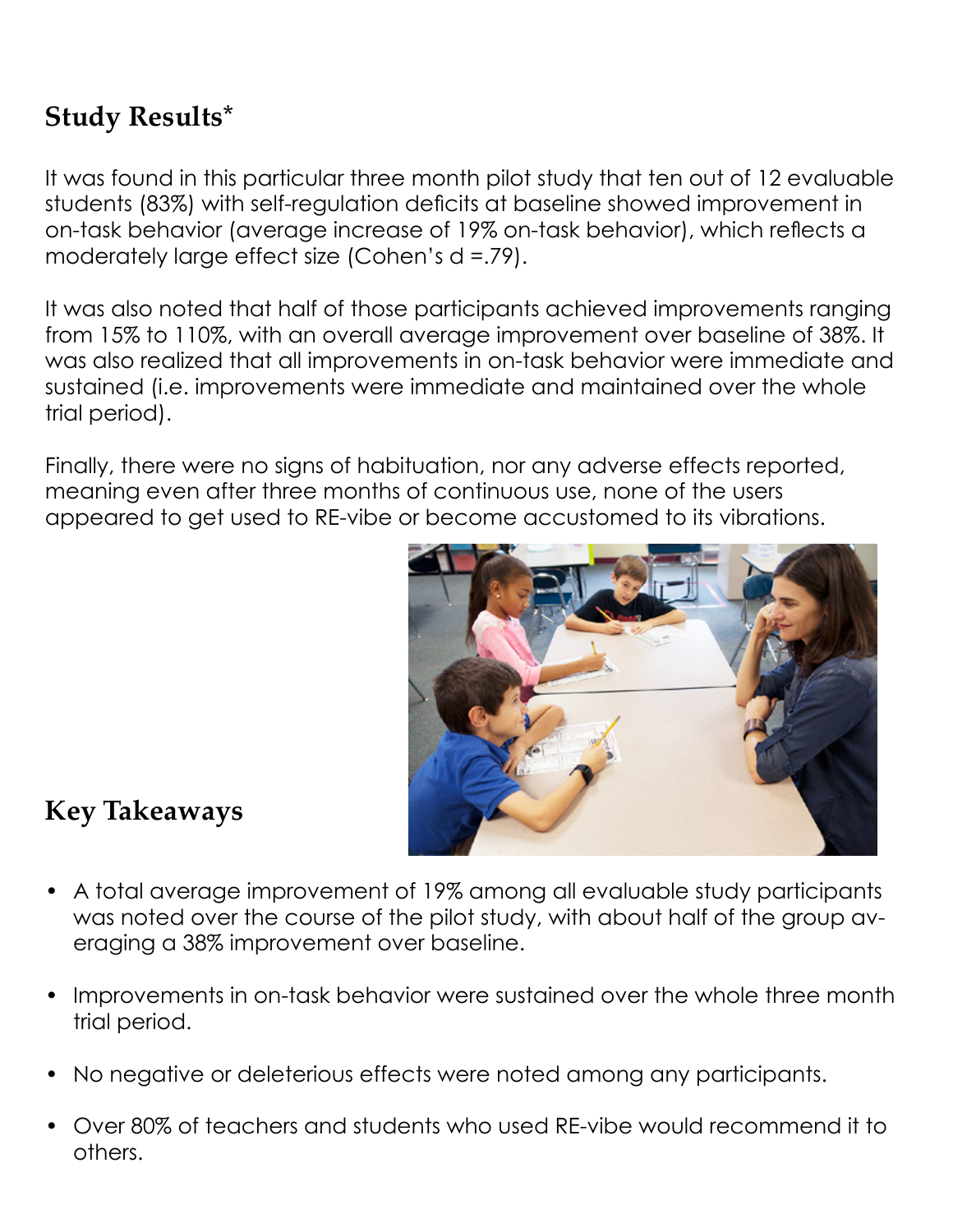## Study Results*

It was found in this particular three month pilot study that ten out of 12 evaluable students (83%) with self-regulation deficits at baseline showed improvement in on-task behavior (average increase of 19% on-task behavior), which reflects a moderately large effect size (Cohen's d =.79).

It was also noted that half of those participants achieved improvements ranging from 15% to 110%, with an overall average improvement over baseline of 38%. It was also realized that all improvements in on-task behavior were immediate and sustained (i.e. improvements were immediate and maintained over the whole trial period).

Finally, there were no signs of habituation, nor any adverse effects reported, meaning even after three months of continuous use, none of the users appeared to get used to RE-vibe or become accustomed to its vibrations.

## Key Takeaways

- A total average improvement of 19% among all evaluable study participants was noted over the course of the pilot study, with about half of the group averaging a 38% improvement over baseline.
- Improvements in on-task behavior were sustained over the whole three month trial period.
- No negative or deleterious effects were noted among any participants.
- Over 80% of teachers and students who used RE-vibe would recommend it to others.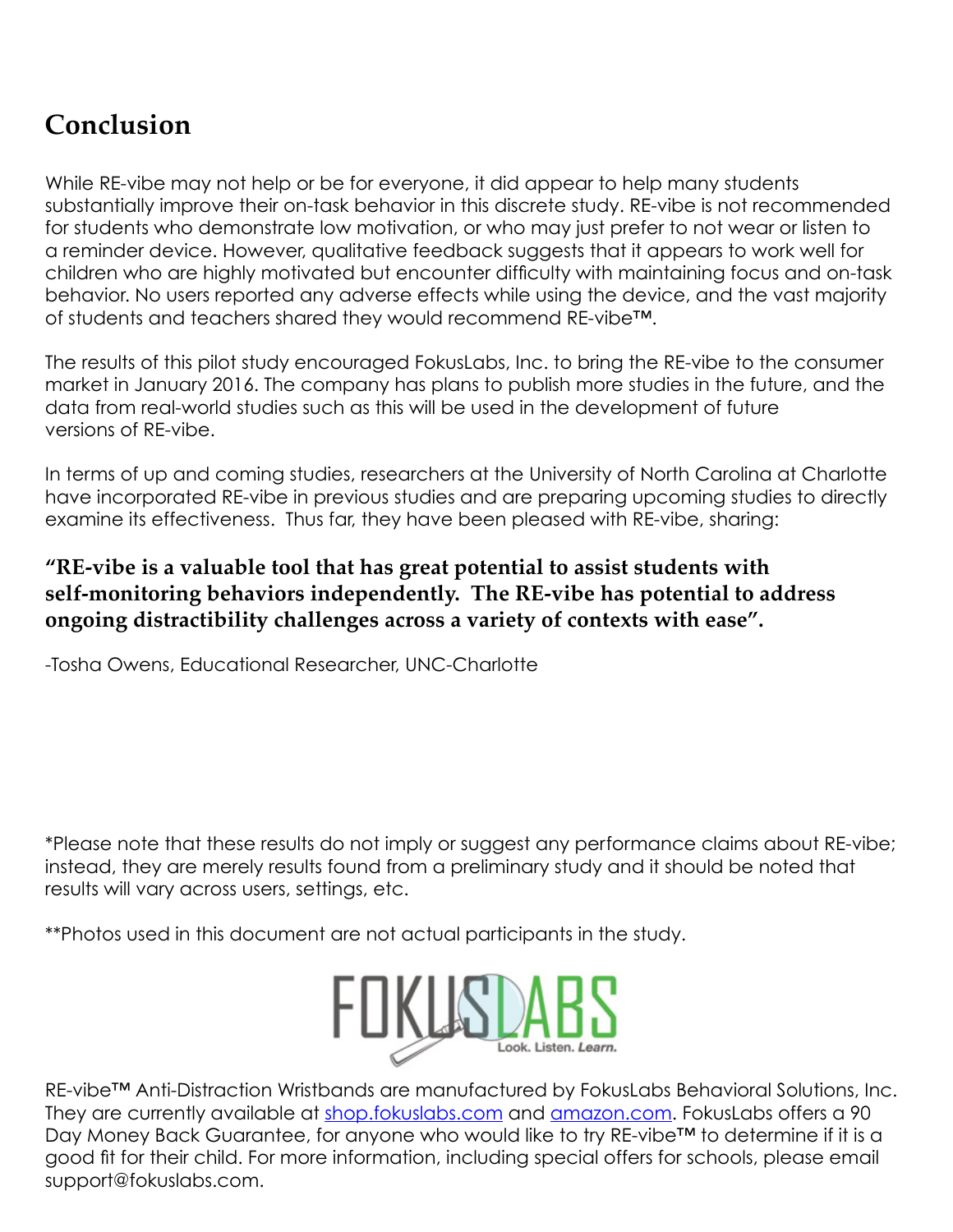## Conclusion

While RE-vibe may not help or be for everyone, it did appear to help many students substantially improve their on-task behavior in this discrete study. RE-vibe is not recommended for students who demonstrate low motivation, or who may just prefer to not wear or listen to a reminder device. However, qualitative feedback suggests that it appears to work well for children who are highly motivated but encounter difficulty with maintaining focus and on-task behavior. No users reported any adverse effects while using the device, and the vast majority of students and teachers shared they would recommend RE-vibe™.

The results of this pilot study encouraged FokusLabs, Inc. to bring the RE-vibe to the consumer market in January 2016. The company has plans to publish more studies in the future, and the data from real-world studies such as this will be used in the development of future versions of RE-vibe.

In terms of up and coming studies, researchers at the University of North Carolina at Charlotte have incorporated RE-vibe in previous studies and are preparing upcoming studies to directly examine its effectiveness. Thus far, they have been pleased with RE-vibe, sharing:

**"RE-vibe is a valuable tool that has great potential to assist students with self-monitoring behaviors independently. The RE-vibe has potential to address ongoing distractibility challenges across a variety of contexts with ease".**

-Tosha Owens, Educational Researcher, UNC-Charlotte

*Please note that these results do not imply or suggest any performance claims about RE-vibe; instead, they are merely results found from a preliminary study and it should be noted that results will vary across users, settings, etc.

**Photos used in this document are not actual participants in the study.

FOKUSLABS Look. Listen. *Learn.*

RE-vibe™ Anti-Distraction Wristbands are manufactured by FokusLabs Behavioral Solutions, Inc. They are currently available at [shop.fokuslabs.com](http://shop.fokuslabs.com) and [amazon.com](http://amazon.com). FokusLabs offers a 90 Day Money Back Guarantee, for anyone who would like to try RE-vibe™ to determine if it is a good fit for their child. For more information, including special offers for schools, please email support@fokuslabs.com.